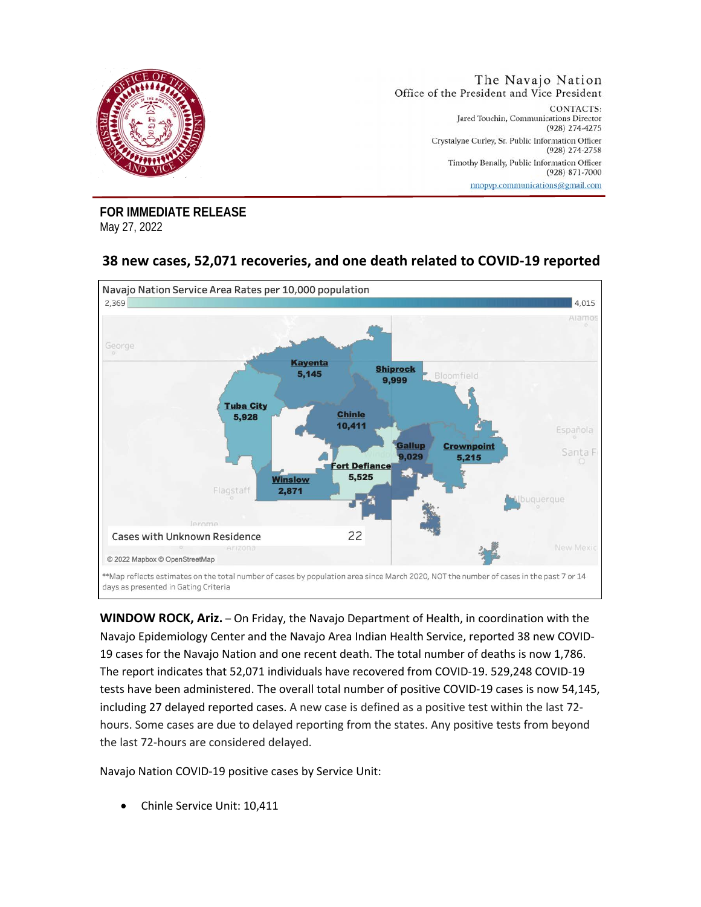The Navajo Nation
Office of the President and Vice President

CONTACTS:
Jared Touchin, Communications Director
(928) 274-4275
Crystalyne Curley, Sr. Public Information Officer
(928) 274-2758
Timothy Benally, Public Information Officer
(928) 871-7000
nnopvp.communications@gmail.com

**FOR IMMEDIATE RELEASE**
May 27, 2022

## 38 new cases, 52,071 recoveries, and one death related to COVID-19 reported

Navajo Nation Service Area Rates per 10,000 population

2,369 — 4,015

| Service Unit | Cases |
|---|---|
| Kayenta | 5,145 |
| Shiprock | 9,999 |
| Tuba City | 5,928 |
| Chinle | 10,411 |
| Gallup | 9,029 |
| Crownpoint | 5,215 |
| Fort Defiance | 5,525 |
| Winslow | 2,871 |
| Cases with Unknown Residence | 22 |

© 2022 Mapbox © OpenStreetMap

**Map reflects estimates on the total number of cases by population area since March 2020, NOT the number of cases in the past 7 or 14 days as presented in Gating Criteria

**WINDOW ROCK, Ariz.** – On Friday, the Navajo Department of Health, in coordination with the Navajo Epidemiology Center and the Navajo Area Indian Health Service, reported 38 new COVID-19 cases for the Navajo Nation and one recent death. The total number of deaths is now 1,786. The report indicates that 52,071 individuals have recovered from COVID-19. 529,248 COVID-19 tests have been administered. The overall total number of positive COVID-19 cases is now 54,145, including 27 delayed reported cases. A new case is defined as a positive test within the last 72-hours. Some cases are due to delayed reporting from the states. Any positive tests from beyond the last 72-hours are considered delayed.

Navajo Nation COVID-19 positive cases by Service Unit:

- Chinle Service Unit: 10,411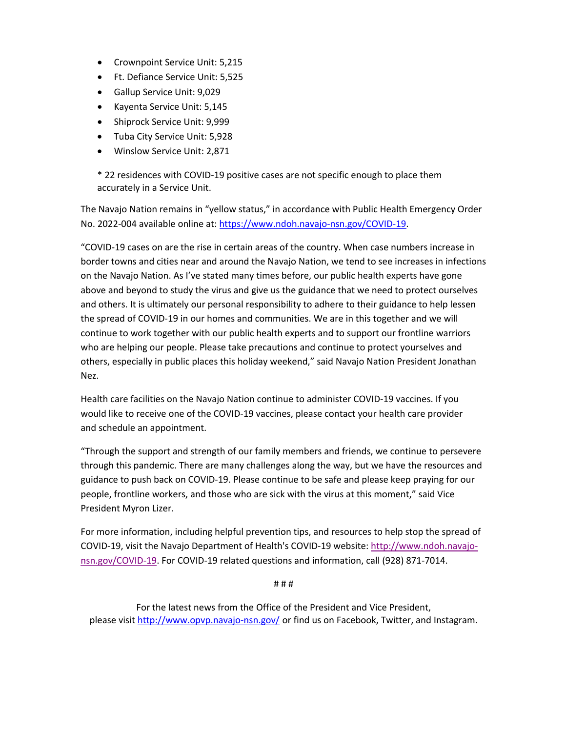- Crownpoint Service Unit: 5,215
- Ft. Defiance Service Unit: 5,525
- Gallup Service Unit: 9,029
- Kayenta Service Unit: 5,145
- Shiprock Service Unit: 9,999
- Tuba City Service Unit: 5,928
- Winslow Service Unit: 2,871

* 22 residences with COVID-19 positive cases are not specific enough to place them accurately in a Service Unit.

The Navajo Nation remains in "yellow status," in accordance with Public Health Emergency Order No. 2022-004 available online at: https://www.ndoh.navajo-nsn.gov/COVID-19.

"COVID-19 cases on are the rise in certain areas of the country. When case numbers increase in border towns and cities near and around the Navajo Nation, we tend to see increases in infections on the Navajo Nation. As I've stated many times before, our public health experts have gone above and beyond to study the virus and give us the guidance that we need to protect ourselves and others. It is ultimately our personal responsibility to adhere to their guidance to help lessen the spread of COVID-19 in our homes and communities. We are in this together and we will continue to work together with our public health experts and to support our frontline warriors who are helping our people. Please take precautions and continue to protect yourselves and others, especially in public places this holiday weekend," said Navajo Nation President Jonathan Nez.

Health care facilities on the Navajo Nation continue to administer COVID-19 vaccines. If you would like to receive one of the COVID-19 vaccines, please contact your health care provider and schedule an appointment.

"Through the support and strength of our family members and friends, we continue to persevere through this pandemic. There are many challenges along the way, but we have the resources and guidance to push back on COVID-19. Please continue to be safe and please keep praying for our people, frontline workers, and those who are sick with the virus at this moment," said Vice President Myron Lizer.

For more information, including helpful prevention tips, and resources to help stop the spread of COVID-19, visit the Navajo Department of Health's COVID-19 website: http://www.ndoh.navajo-nsn.gov/COVID-19. For COVID-19 related questions and information, call (928) 871-7014.

# # #

For the latest news from the Office of the President and Vice President, please visit http://www.opvp.navajo-nsn.gov/ or find us on Facebook, Twitter, and Instagram.